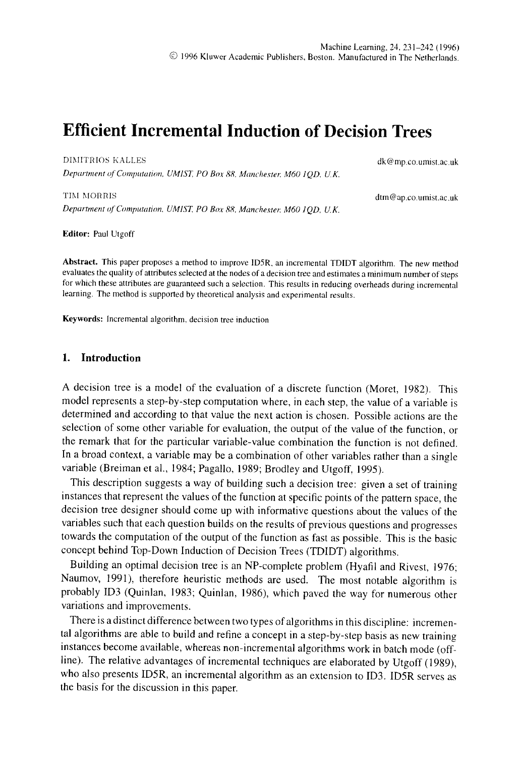# Efficient Incremental Induction of Decision Trees

DIMITRIOS KALLES dk@mp.co.umist.ac.uk
*Department of Computation, UMIST, PO Box 88, Manchester, M60 1QD, U.K.*

TIM MORRIS dtm@ap.co.umist.ac.uk
*Department of Computation, UMIST, PO Box 88, Manchester, M60 1QD, U.K.*

**Editor:** Paul Utgoff

**Abstract.** This paper proposes a method to improve ID5R, an incremental TDIDT algorithm. The new method evaluates the quality of attributes selected at the nodes of a decision tree and estimates a minimum number of steps for which these attributes are guaranteed such a selection. This results in reducing overheads during incremental learning. The method is supported by theoretical analysis and experimental results.

**Keywords:** Incremental algorithm, decision tree induction

## 1. Introduction

A decision tree is a model of the evaluation of a discrete function (Moret, 1982). This model represents a step-by-step computation where, in each step, the value of a variable is determined and according to that value the next action is chosen. Possible actions are the selection of some other variable for evaluation, the output of the value of the function, or the remark that for the particular variable-value combination the function is not defined. In a broad context, a variable may be a combination of other variables rather than a single variable (Breiman et al., 1984; Pagallo, 1989; Brodley and Utgoff, 1995).

This description suggests a way of building such a decision tree: given a set of training instances that represent the values of the function at specific points of the pattern space, the decision tree designer should come up with informative questions about the values of the variables such that each question builds on the results of previous questions and progresses towards the computation of the output of the function as fast as possible. This is the basic concept behind Top-Down Induction of Decision Trees (TDIDT) algorithms.

Building an optimal decision tree is an NP-complete problem (Hyafil and Rivest, 1976; Naumov, 1991), therefore heuristic methods are used. The most notable algorithm is probably ID3 (Quinlan, 1983; Quinlan, 1986), which paved the way for numerous other variations and improvements.

There is a distinct difference between two types of algorithms in this discipline: incremental algorithms are able to build and refine a concept in a step-by-step basis as new training instances become available, whereas non-incremental algorithms work in batch mode (off-line). The relative advantages of incremental techniques are elaborated by Utgoff (1989), who also presents ID5R, an incremental algorithm as an extension to ID3. ID5R serves as the basis for the discussion in this paper.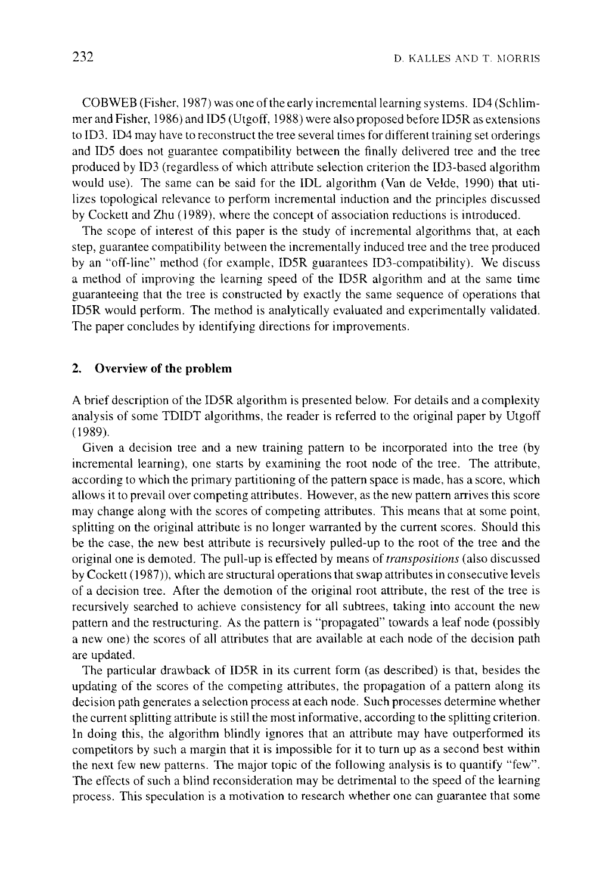COBWEB (Fisher, 1987) was one of the early incremental learning systems. ID4 (Schlimmer and Fisher, 1986) and ID5 (Utgoff, 1988) were also proposed before ID5R as extensions to ID3. ID4 may have to reconstruct the tree several times for different training set orderings and ID5 does not guarantee compatibility between the finally delivered tree and the tree produced by ID3 (regardless of which attribute selection criterion the ID3-based algorithm would use). The same can be said for the IDL algorithm (Van de Velde, 1990) that utilizes topological relevance to perform incremental induction and the principles discussed by Cockett and Zhu (1989), where the concept of association reductions is introduced.

The scope of interest of this paper is the study of incremental algorithms that, at each step, guarantee compatibility between the incrementally induced tree and the tree produced by an "off-line" method (for example, ID5R guarantees ID3-compatibility). We discuss a method of improving the learning speed of the ID5R algorithm and at the same time guaranteeing that the tree is constructed by exactly the same sequence of operations that ID5R would perform. The method is analytically evaluated and experimentally validated. The paper concludes by identifying directions for improvements.

## 2. Overview of the problem

A brief description of the ID5R algorithm is presented below. For details and a complexity analysis of some TDIDT algorithms, the reader is referred to the original paper by Utgoff (1989).

Given a decision tree and a new training pattern to be incorporated into the tree (by incremental learning), one starts by examining the root node of the tree. The attribute, according to which the primary partitioning of the pattern space is made, has a score, which allows it to prevail over competing attributes. However, as the new pattern arrives this score may change along with the scores of competing attributes. This means that at some point, splitting on the original attribute is no longer warranted by the current scores. Should this be the case, the new best attribute is recursively pulled-up to the root of the tree and the original one is demoted. The pull-up is effected by means of *transpositions* (also discussed by Cockett (1987)), which are structural operations that swap attributes in consecutive levels of a decision tree. After the demotion of the original root attribute, the rest of the tree is recursively searched to achieve consistency for all subtrees, taking into account the new pattern and the restructuring. As the pattern is "propagated" towards a leaf node (possibly a new one) the scores of all attributes that are available at each node of the decision path are updated.

The particular drawback of ID5R in its current form (as described) is that, besides the updating of the scores of the competing attributes, the propagation of a pattern along its decision path generates a selection process at each node. Such processes determine whether the current splitting attribute is still the most informative, according to the splitting criterion. In doing this, the algorithm blindly ignores that an attribute may have outperformed its competitors by such a margin that it is impossible for it to turn up as a second best within the next few new patterns. The major topic of the following analysis is to quantify "few". The effects of such a blind reconsideration may be detrimental to the speed of the learning process. This speculation is a motivation to research whether one can guarantee that some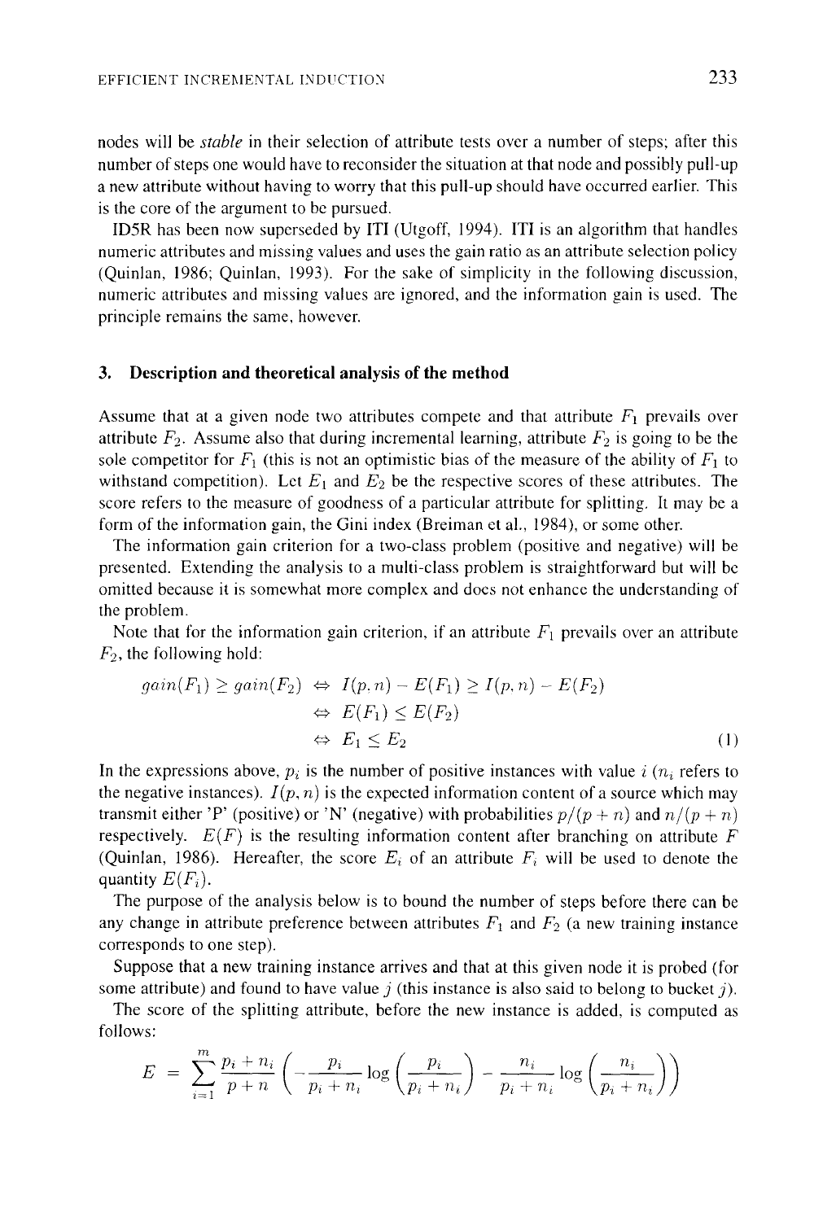nodes will be *stable* in their selection of attribute tests over a number of steps; after this number of steps one would have to reconsider the situation at that node and possibly pull-up a new attribute without having to worry that this pull-up should have occurred earlier. This is the core of the argument to be pursued.

ID5R has been now superseded by ITI (Utgoff, 1994). ITI is an algorithm that handles numeric attributes and missing values and uses the gain ratio as an attribute selection policy (Quinlan, 1986; Quinlan, 1993). For the sake of simplicity in the following discussion, numeric attributes and missing values are ignored, and the information gain is used. The principle remains the same, however.

## 3. Description and theoretical analysis of the method

Assume that at a given node two attributes compete and that attribute $F_1$ prevails over attribute $F_2$. Assume also that during incremental learning, attribute $F_2$ is going to be the sole competitor for $F_1$ (this is not an optimistic bias of the measure of the ability of $F_1$ to withstand competition). Let $E_1$ and $E_2$ be the respective scores of these attributes. The score refers to the measure of goodness of a particular attribute for splitting. It may be a form of the information gain, the Gini index (Breiman et al., 1984), or some other.

The information gain criterion for a two-class problem (positive and negative) will be presented. Extending the analysis to a multi-class problem is straightforward but will be omitted because it is somewhat more complex and does not enhance the understanding of the problem.

Note that for the information gain criterion, if an attribute $F_1$ prevails over an attribute $F_2$, the following hold:

$$
\begin{aligned}
gain(F_1) \geq gain(F_2) &\Leftrightarrow I(p,n) - E(F_1) \geq I(p,n) - E(F_2) \\
&\Leftrightarrow E(F_1) \leq E(F_2) \\
&\Leftrightarrow E_1 \leq E_2
\end{aligned}
\tag{1}
$$

In the expressions above, $p_i$ is the number of positive instances with value $i$ ($n_i$ refers to the negative instances). $I(p,n)$ is the expected information content of a source which may transmit either 'P' (positive) or 'N' (negative) with probabilities $p/(p+n)$ and $n/(p+n)$ respectively. $E(F)$ is the resulting information content after branching on attribute $F$ (Quinlan, 1986). Hereafter, the score $E_i$ of an attribute $F_i$ will be used to denote the quantity $E(F_i)$.

The purpose of the analysis below is to bound the number of steps before there can be any change in attribute preference between attributes $F_1$ and $F_2$ (a new training instance corresponds to one step).

Suppose that a new training instance arrives and that at this given node it is probed (for some attribute) and found to have value $j$ (this instance is also said to belong to bucket $j$).

The score of the splitting attribute, before the new instance is added, is computed as follows:

$$
E = \sum_{i=1}^{m} \frac{p_i + n_i}{p + n} \left( -\frac{p_i}{p_i + n_i} \log\left(\frac{p_i}{p_i + n_i}\right) - \frac{n_i}{p_i + n_i} \log\left(\frac{n_i}{p_i + n_i}\right) \right)
$$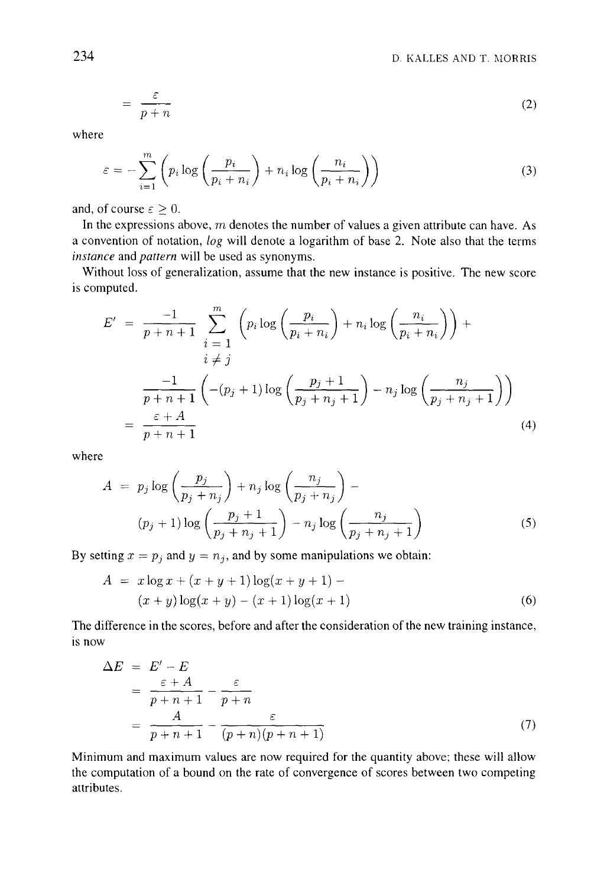$$= \frac{\varepsilon}{p+n} \tag{2}$$

where

$$\varepsilon = -\sum_{i=1}^{m} \left( p_i \log\left(\frac{p_i}{p_i+n_i}\right) + n_i \log\left(\frac{n_i}{p_i+n_i}\right) \right) \tag{3}$$

and, of course $\varepsilon \geq 0$.

In the expressions above, $m$ denotes the number of values a given attribute can have. As a convention of notation, *log* will denote a logarithm of base 2. Note also that the terms *instance* and *pattern* will be used as synonyms.

Without loss of generalization, assume that the new instance is positive. The new score is computed.

$$\begin{aligned}
E' &= \frac{-1}{p+n+1} \sum_{\substack{i=1 \\ i \neq j}}^{m} \left( p_i \log\left(\frac{p_i}{p_i+n_i}\right) + n_i \log\left(\frac{n_i}{p_i+n_i}\right) \right) + \\
&\quad \frac{-1}{p+n+1} \left( -(p_j+1) \log\left(\frac{p_j+1}{p_j+n_j+1}\right) - n_j \log\left(\frac{n_j}{p_j+n_j+1}\right) \right) \\
&= \frac{\varepsilon + A}{p+n+1}
\end{aligned} \tag{4}$$

where

$$\begin{aligned}
A &= p_j \log\left(\frac{p_j}{p_j+n_j}\right) + n_j \log\left(\frac{n_j}{p_j+n_j}\right) - \\
&\quad (p_j+1) \log\left(\frac{p_j+1}{p_j+n_j+1}\right) - n_j \log\left(\frac{n_j}{p_j+n_j+1}\right)
\end{aligned} \tag{5}$$

By setting $x = p_j$ and $y = n_j$, and by some manipulations we obtain:

$$\begin{aligned}
A &= x \log x + (x+y+1) \log(x+y+1) - \\
&\quad (x+y) \log(x+y) - (x+1) \log(x+1)
\end{aligned} \tag{6}$$

The difference in the scores, before and after the consideration of the new training instance, is now

$$\begin{aligned}
\Delta E &= E' - E \\
&= \frac{\varepsilon + A}{p+n+1} - \frac{\varepsilon}{p+n} \\
&= \frac{A}{p+n+1} - \frac{\varepsilon}{(p+n)(p+n+1)}
\end{aligned} \tag{7}$$

Minimum and maximum values are now required for the quantity above; these will allow the computation of a bound on the rate of convergence of scores between two competing attributes.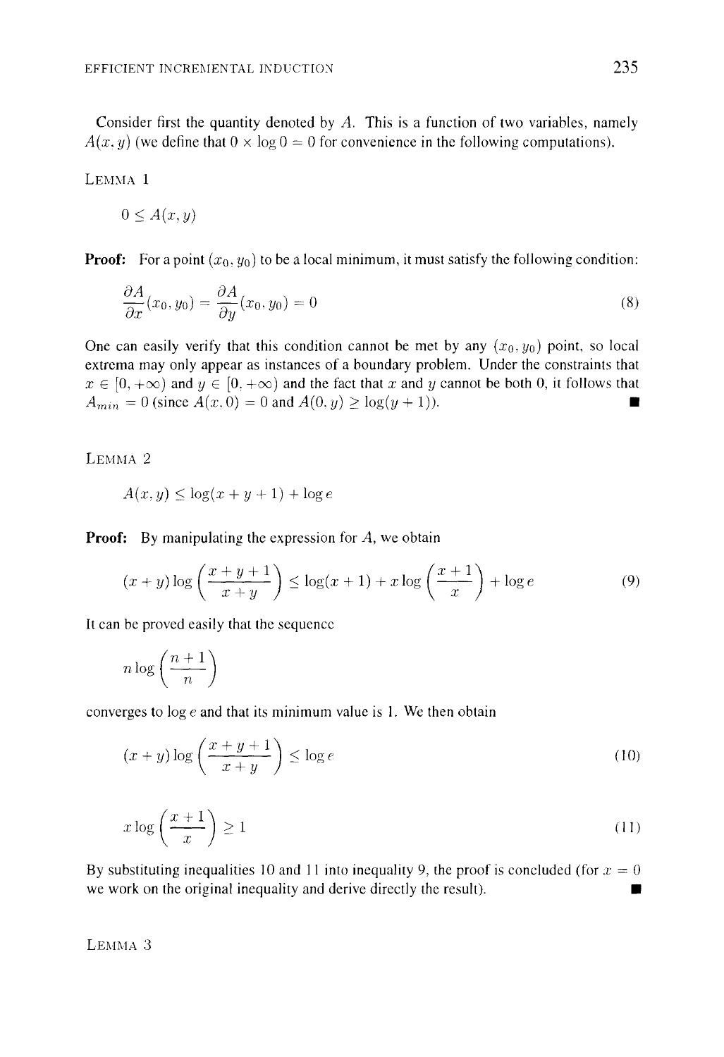Consider first the quantity denoted by $A$. This is a function of two variables, namely $A(x, y)$ (we define that $0 \times \log 0 = 0$ for convenience in the following computations).

LEMMA 1

$$0 \leq A(x, y)$$

**Proof:** For a point $(x_0, y_0)$ to be a local minimum, it must satisfy the following condition:

$$\frac{\partial A}{\partial x}(x_0, y_0) = \frac{\partial A}{\partial y}(x_0, y_0) = 0 \tag{8}$$

One can easily verify that this condition cannot be met by any $(x_0, y_0)$ point, so local extrema may only appear as instances of a boundary problem. Under the constraints that $x \in [0, +\infty)$ and $y \in [0, +\infty)$ and the fact that $x$ and $y$ cannot be both 0, it follows that $A_{min} = 0$ (since $A(x, 0) = 0$ and $A(0, y) \geq \log(y + 1)$). ■

LEMMA 2

$$A(x, y) \leq \log(x + y + 1) + \log e$$

**Proof:** By manipulating the expression for $A$, we obtain

$$(x + y) \log\left(\frac{x + y + 1}{x + y}\right) \leq \log(x + 1) + x \log\left(\frac{x + 1}{x}\right) + \log e \tag{9}$$

It can be proved easily that the sequence

$$n \log\left(\frac{n + 1}{n}\right)$$

converges to $\log e$ and that its minimum value is 1. We then obtain

$$(x + y) \log\left(\frac{x + y + 1}{x + y}\right) \leq \log e \tag{10}$$

$$x \log\left(\frac{x + 1}{x}\right) \geq 1 \tag{11}$$

By substituting inequalities 10 and 11 into inequality 9, the proof is concluded (for $x = 0$ we work on the original inequality and derive directly the result). ■

LEMMA 3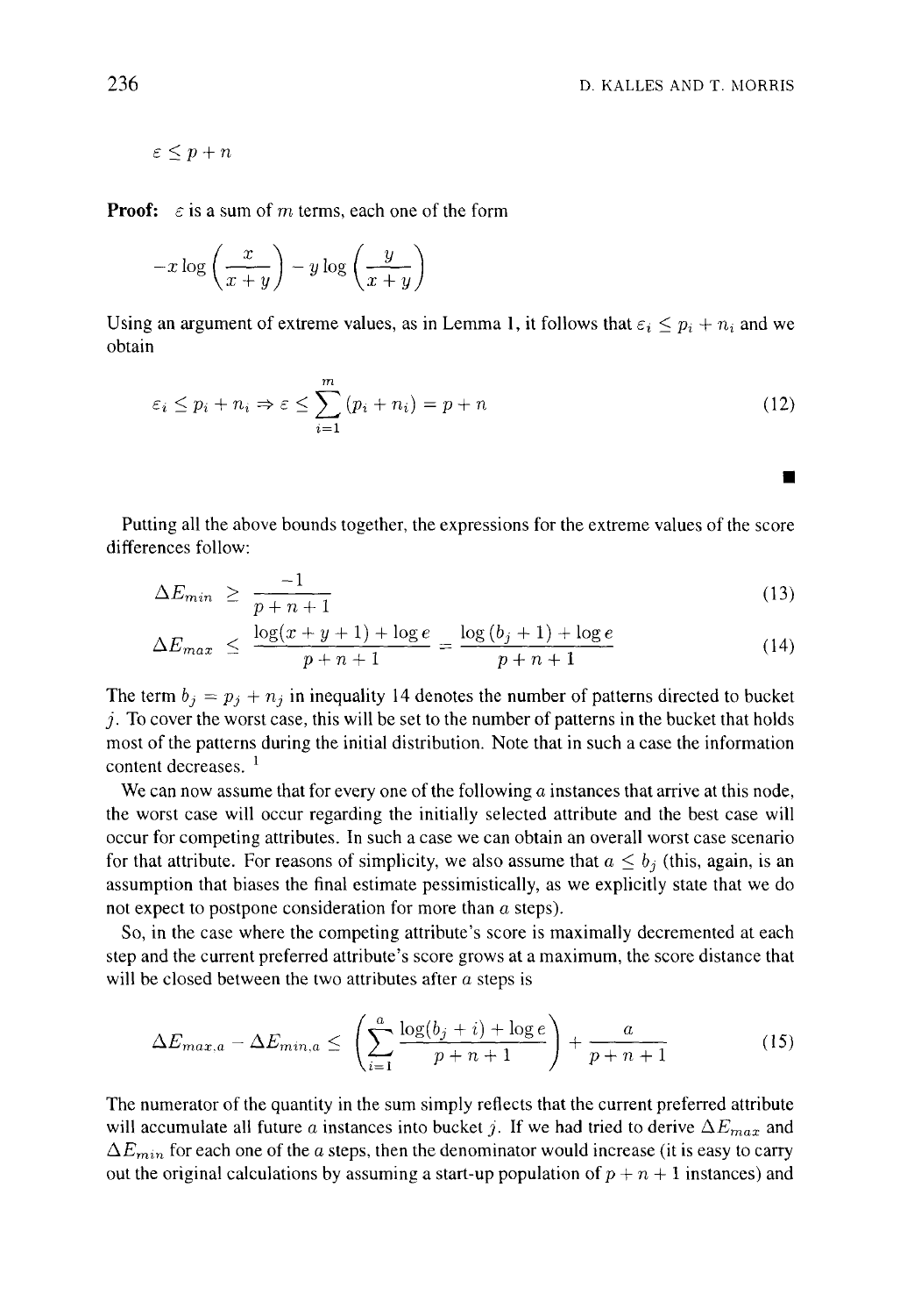$$\varepsilon \leq p + n$$

**Proof:** $\varepsilon$ is a sum of $m$ terms, each one of the form

$$-x \log\left(\frac{x}{x+y}\right) - y \log\left(\frac{y}{x+y}\right)$$

Using an argument of extreme values, as in Lemma 1, it follows that $\varepsilon_i \leq p_i + n_i$ and we obtain

$$\varepsilon_i \leq p_i + n_i \Rightarrow \varepsilon \leq \sum_{i=1}^{m} (p_i + n_i) = p + n \tag{12}$$

■

Putting all the above bounds together, the expressions for the extreme values of the score differences follow:

$$\Delta E_{min} \geq \frac{-1}{p+n+1} \tag{13}$$

$$\Delta E_{max} \leq \frac{\log(x+y+1) + \log e}{p+n+1} = \frac{\log(b_j+1) + \log e}{p+n+1} \tag{14}$$

The term $b_j = p_j + n_j$ in inequality 14 denotes the number of patterns directed to bucket $j$. To cover the worst case, this will be set to the number of patterns in the bucket that holds most of the patterns during the initial distribution. Note that in such a case the information content decreases. [1]

We can now assume that for every one of the following $a$ instances that arrive at this node, the worst case will occur regarding the initially selected attribute and the best case will occur for competing attributes. In such a case we can obtain an overall worst case scenario for that attribute. For reasons of simplicity, we also assume that $a \leq b_j$ (this, again, is an assumption that biases the final estimate pessimistically, as we explicitly state that we do not expect to postpone consideration for more than $a$ steps).

So, in the case where the competing attribute's score is maximally decremented at each step and the current preferred attribute's score grows at a maximum, the score distance that will be closed between the two attributes after $a$ steps is

$$\Delta E_{max,a} - \Delta E_{min,a} \leq \left(\sum_{i=1}^{a} \frac{\log(b_j+i) + \log e}{p+n+1}\right) + \frac{a}{p+n+1} \tag{15}$$

The numerator of the quantity in the sum simply reflects that the current preferred attribute will accumulate all future $a$ instances into bucket $j$. If we had tried to derive $\Delta E_{max}$ and $\Delta E_{min}$ for each one of the $a$ steps, then the denominator would increase (it is easy to carry out the original calculations by assuming a start-up population of $p + n + 1$ instances) and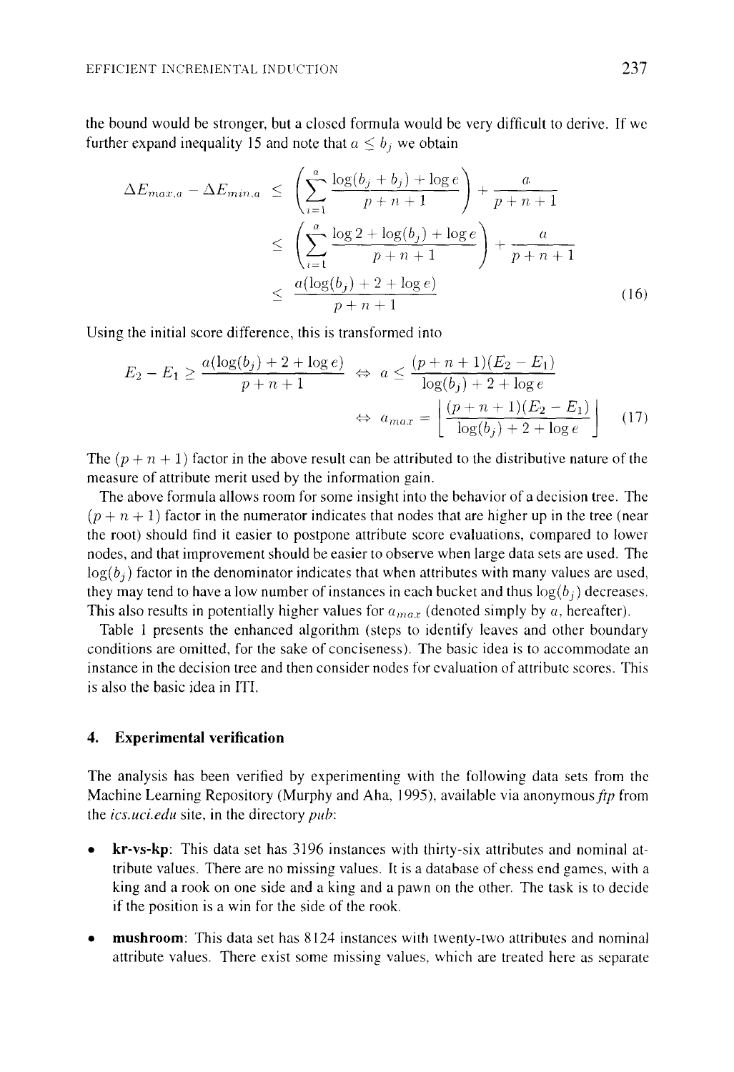the bound would be stronger, but a closed formula would be very difficult to derive. If we further expand inequality 15 and note that $a \leq b_j$ we obtain

$$
\begin{aligned}
\Delta E_{max,a} - \Delta E_{min,a} &\leq \left( \sum_{i=1}^{a} \frac{\log(b_j + b_j) + \log e}{p+n+1} \right) + \frac{a}{p+n+1} \\
&\leq \left( \sum_{i=1}^{a} \frac{\log 2 + \log(b_j) + \log e}{p+n+1} \right) + \frac{a}{p+n+1} \\
&\leq \frac{a(\log(b_j) + 2 + \log e)}{p+n+1}
\end{aligned} \tag{16}
$$

Using the initial score difference, this is transformed into

$$
\begin{aligned}
E_2 - E_1 \geq \frac{a(\log(b_j) + 2 + \log e)}{p+n+1} &\Leftrightarrow a \leq \frac{(p+n+1)(E_2 - E_1)}{\log(b_j) + 2 + \log e} \\
&\Leftrightarrow a_{max} = \left\lfloor \frac{(p+n+1)(E_2 - E_1)}{\log(b_j) + 2 + \log e} \right\rfloor
\end{aligned} \tag{17}
$$

The $(p+n+1)$ factor in the above result can be attributed to the distributive nature of the measure of attribute merit used by the information gain.

The above formula allows room for some insight into the behavior of a decision tree. The $(p+n+1)$ factor in the numerator indicates that nodes that are higher up in the tree (near the root) should find it easier to postpone attribute score evaluations, compared to lower nodes, and that improvement should be easier to observe when large data sets are used. The $\log(b_j)$ factor in the denominator indicates that when attributes with many values are used, they may tend to have a low number of instances in each bucket and thus $\log(b_j)$ decreases. This also results in potentially higher values for $a_{max}$ (denoted simply by $a$, hereafter).

Table 1 presents the enhanced algorithm (steps to identify leaves and other boundary conditions are omitted, for the sake of conciseness). The basic idea is to accommodate an instance in the decision tree and then consider nodes for evaluation of attribute scores. This is also the basic idea in ITI.

## 4. Experimental verification

The analysis has been verified by experimenting with the following data sets from the Machine Learning Repository (Murphy and Aha, 1995), available via anonymous *ftp* from the *ics.uci.edu* site, in the directory *pub*:

- **kr-vs-kp**: This data set has 3196 instances with thirty-six attributes and nominal attribute values. There are no missing values. It is a database of chess end games, with a king and a rook on one side and a king and a pawn on the other. The task is to decide if the position is a win for the side of the rook.
- **mushroom**: This data set has 8124 instances with twenty-two attributes and nominal attribute values. There exist some missing values, which are treated here as separate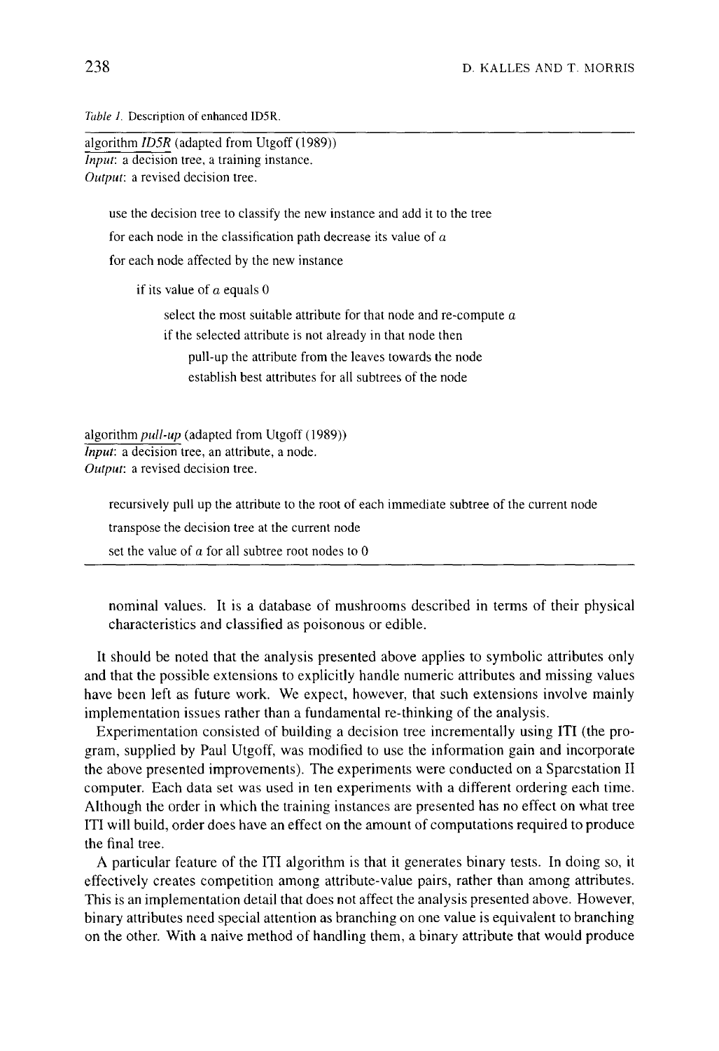*Table 1.* Description of enhanced ID5R.

---

algorithm *ID5R* (adapted from Utgoff (1989))
*Input*: a decision tree, a training instance.
*Output*: a revised decision tree.

```
use the decision tree to classify the new instance and add it to the tree
for each node in the classification path decrease its value of a
for each node affected by the new instance
    if its value of a equals 0
        select the most suitable attribute for that node and re-compute a
        if the selected attribute is not already in that node then
            pull-up the attribute from the leaves towards the node
            establish best attributes for all subtrees of the node
```

algorithm *pull-up* (adapted from Utgoff (1989))
*Input*: a decision tree, an attribute, a node.
*Output*: a revised decision tree.

```
recursively pull up the attribute to the root of each immediate subtree of the current node
transpose the decision tree at the current node
set the value of a for all subtree root nodes to 0
```

---

nominal values. It is a database of mushrooms described in terms of their physical characteristics and classified as poisonous or edible.

It should be noted that the analysis presented above applies to symbolic attributes only and that the possible extensions to explicitly handle numeric attributes and missing values have been left as future work. We expect, however, that such extensions involve mainly implementation issues rather than a fundamental re-thinking of the analysis.

Experimentation consisted of building a decision tree incrementally using ITI (the program, supplied by Paul Utgoff, was modified to use the information gain and incorporate the above presented improvements). The experiments were conducted on a Sparcstation II computer. Each data set was used in ten experiments with a different ordering each time. Although the order in which the training instances are presented has no effect on what tree ITI will build, order does have an effect on the amount of computations required to produce the final tree.

A particular feature of the ITI algorithm is that it generates binary tests. In doing so, it effectively creates competition among attribute-value pairs, rather than among attributes. This is an implementation detail that does not affect the analysis presented above. However, binary attributes need special attention as branching on one value is equivalent to branching on the other. With a naive method of handling them, a binary attribute that would produce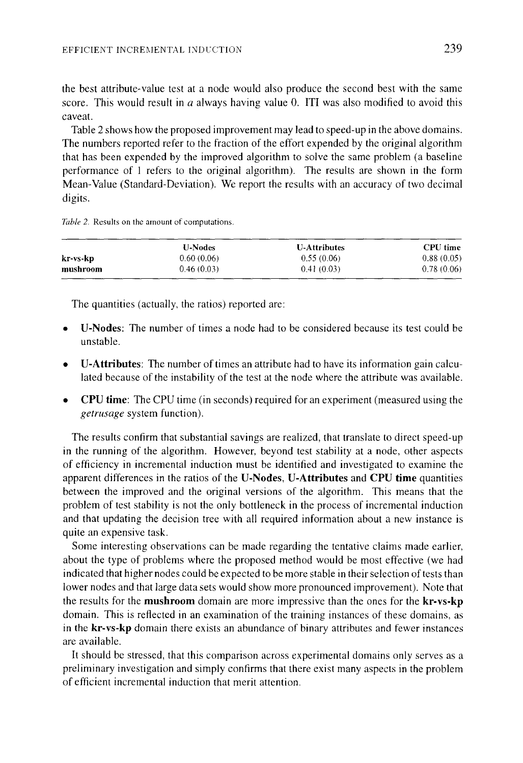the best attribute-value test at a node would also produce the second best with the same score. This would result in $a$ always having value 0. ITI was also modified to avoid this caveat.

Table 2 shows how the proposed improvement may lead to speed-up in the above domains. The numbers reported refer to the fraction of the effort expended by the original algorithm that has been expended by the improved algorithm to solve the same problem (a baseline performance of 1 refers to the original algorithm). The results are shown in the form Mean-Value (Standard-Deviation). We report the results with an accuracy of two decimal digits.

*Table 2.* Results on the amount of computations.

| | **U-Nodes** | **U-Attributes** | **CPU time** |
|---|---|---|---|
| **kr-vs-kp** | 0.60 (0.06) | 0.55 (0.06) | 0.88 (0.05) |
| **mushroom** | 0.46 (0.03) | 0.41 (0.03) | 0.78 (0.06) |

The quantities (actually, the ratios) reported are:

- **U-Nodes**: The number of times a node had to be considered because its test could be unstable.
- **U-Attributes**: The number of times an attribute had to have its information gain calculated because of the instability of the test at the node where the attribute was available.
- **CPU time**: The CPU time (in seconds) required for an experiment (measured using the *getrusage* system function).

The results confirm that substantial savings are realized, that translate to direct speed-up in the running of the algorithm. However, beyond test stability at a node, other aspects of efficiency in incremental induction must be identified and investigated to examine the apparent differences in the ratios of the **U-Nodes**, **U-Attributes** and **CPU time** quantities between the improved and the original versions of the algorithm. This means that the problem of test stability is not the only bottleneck in the process of incremental induction and that updating the decision tree with all required information about a new instance is quite an expensive task.

Some interesting observations can be made regarding the tentative claims made earlier, about the type of problems where the proposed method would be most effective (we had indicated that higher nodes could be expected to be more stable in their selection of tests than lower nodes and that large data sets would show more pronounced improvement). Note that the results for the **mushroom** domain are more impressive than the ones for the **kr-vs-kp** domain. This is reflected in an examination of the training instances of these domains, as in the **kr-vs-kp** domain there exists an abundance of binary attributes and fewer instances are available.

It should be stressed, that this comparison across experimental domains only serves as a preliminary investigation and simply confirms that there exist many aspects in the problem of efficient incremental induction that merit attention.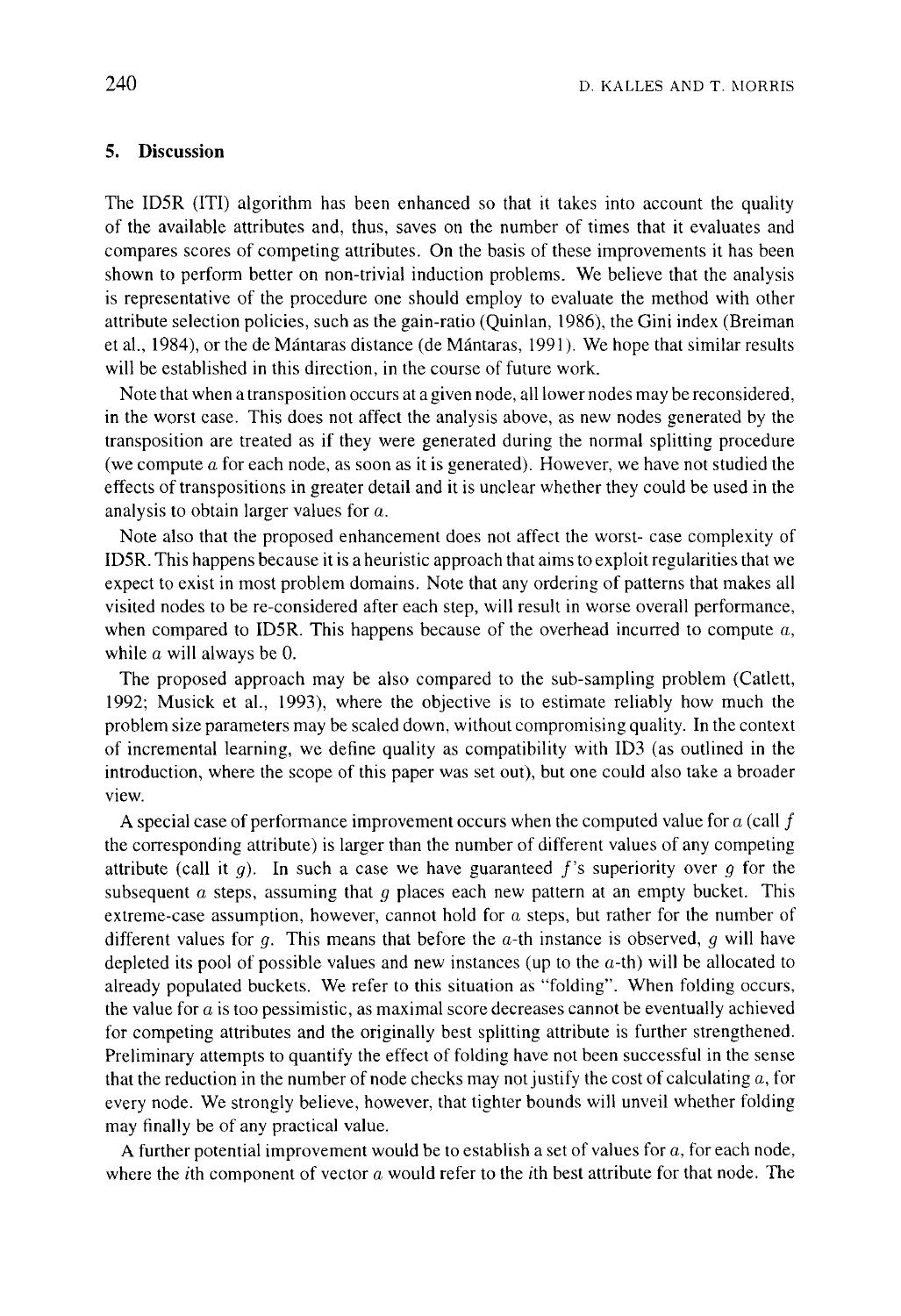## 5. Discussion

The ID5R (ITI) algorithm has been enhanced so that it takes into account the quality of the available attributes and, thus, saves on the number of times that it evaluates and compares scores of competing attributes. On the basis of these improvements it has been shown to perform better on non-trivial induction problems. We believe that the analysis is representative of the procedure one should employ to evaluate the method with other attribute selection policies, such as the gain-ratio (Quinlan, 1986), the Gini index (Breiman et al., 1984), or the de Mántaras distance (de Mántaras, 1991). We hope that similar results will be established in this direction, in the course of future work.

Note that when a transposition occurs at a given node, all lower nodes may be reconsidered, in the worst case. This does not affect the analysis above, as new nodes generated by the transposition are treated as if they were generated during the normal splitting procedure (we compute $a$ for each node, as soon as it is generated). However, we have not studied the effects of transpositions in greater detail and it is unclear whether they could be used in the analysis to obtain larger values for $a$.

Note also that the proposed enhancement does not affect the worst- case complexity of ID5R. This happens because it is a heuristic approach that aims to exploit regularities that we expect to exist in most problem domains. Note that any ordering of patterns that makes all visited nodes to be re-considered after each step, will result in worse overall performance, when compared to ID5R. This happens because of the overhead incurred to compute $a$, while $a$ will always be 0.

The proposed approach may be also compared to the sub-sampling problem (Catlett, 1992; Musick et al., 1993), where the objective is to estimate reliably how much the problem size parameters may be scaled down, without compromising quality. In the context of incremental learning, we define quality as compatibility with ID3 (as outlined in the introduction, where the scope of this paper was set out), but one could also take a broader view.

A special case of performance improvement occurs when the computed value for $a$ (call $f$ the corresponding attribute) is larger than the number of different values of any competing attribute (call it $g$). In such a case we have guaranteed $f$'s superiority over $g$ for the subsequent $a$ steps, assuming that $g$ places each new pattern at an empty bucket. This extreme-case assumption, however, cannot hold for $a$ steps, but rather for the number of different values for $g$. This means that before the $a$-th instance is observed, $g$ will have depleted its pool of possible values and new instances (up to the $a$-th) will be allocated to already populated buckets. We refer to this situation as "folding". When folding occurs, the value for $a$ is too pessimistic, as maximal score decreases cannot be eventually achieved for competing attributes and the originally best splitting attribute is further strengthened. Preliminary attempts to quantify the effect of folding have not been successful in the sense that the reduction in the number of node checks may not justify the cost of calculating $a$, for every node. We strongly believe, however, that tighter bounds will unveil whether folding may finally be of any practical value.

A further potential improvement would be to establish a set of values for $a$, for each node, where the $i$th component of vector $a$ would refer to the $i$th best attribute for that node. The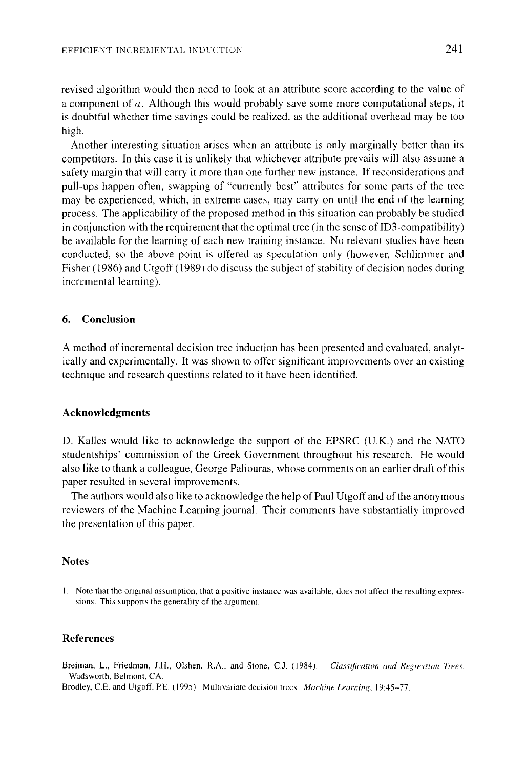revised algorithm would then need to look at an attribute score according to the value of a component of $a$. Although this would probably save some more computational steps, it is doubtful whether time savings could be realized, as the additional overhead may be too high.

Another interesting situation arises when an attribute is only marginally better than its competitors. In this case it is unlikely that whichever attribute prevails will also assume a safety margin that will carry it more than one further new instance. If reconsiderations and pull-ups happen often, swapping of "currently best" attributes for some parts of the tree may be experienced, which, in extreme cases, may carry on until the end of the learning process. The applicability of the proposed method in this situation can probably be studied in conjunction with the requirement that the optimal tree (in the sense of ID3-compatibility) be available for the learning of each new training instance. No relevant studies have been conducted, so the above point is offered as speculation only (however, Schlimmer and Fisher (1986) and Utgoff (1989) do discuss the subject of stability of decision nodes during incremental learning).

## 6. Conclusion

A method of incremental decision tree induction has been presented and evaluated, analytically and experimentally. It was shown to offer significant improvements over an existing technique and research questions related to it have been identified.

## Acknowledgments

D. Kalles would like to acknowledge the support of the EPSRC (U.K.) and the NATO studentships' commission of the Greek Government throughout his research. He would also like to thank a colleague, George Paliouras, whose comments on an earlier draft of this paper resulted in several improvements.

The authors would also like to acknowledge the help of Paul Utgoff and of the anonymous reviewers of the Machine Learning journal. Their comments have substantially improved the presentation of this paper.

## Notes

1. Note that the original assumption, that a positive instance was available, does not affect the resulting expressions. This supports the generality of the argument.

## References

Breiman, L., Friedman, J.H., Olshen, R.A., and Stone, C.J. (1984). *Classification and Regression Trees*. Wadsworth, Belmont, CA.

Brodley, C.E. and Utgoff, P.E. (1995). Multivariate decision trees. *Machine Learning*, 19:45–77.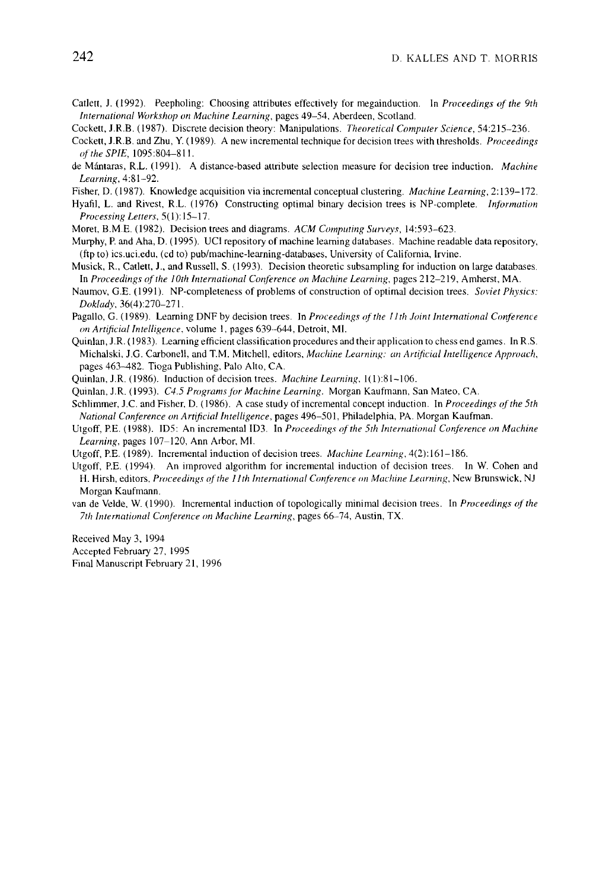Catlett, J. (1992). Peepholing: Choosing attributes effectively for megainduction. In *Proceedings of the 9th International Workshop on Machine Learning*, pages 49–54, Aberdeen, Scotland.

Cockett, J.R.B. (1987). Discrete decision theory: Manipulations. *Theoretical Computer Science*, 54:215–236.

Cockett, J.R.B. and Zhu, Y. (1989). A new incremental technique for decision trees with thresholds. *Proceedings of the SPIE*, 1095:804–811.

de Mántaras, R.L. (1991). A distance-based attribute selection measure for decision tree induction. *Machine Learning*, 4:81–92.

Fisher, D. (1987). Knowledge acquisition via incremental conceptual clustering. *Machine Learning*, 2:139–172.

Hyafil, L. and Rivest, R.L. (1976) Constructing optimal binary decision trees is NP-complete. *Information Processing Letters*, 5(1):15–17.

Moret, B.M.E. (1982). Decision trees and diagrams. *ACM Computing Surveys*, 14:593–623.

Murphy, P. and Aha, D. (1995). UCI repository of machine learning databases. Machine readable data repository, (ftp to) ics.uci.edu, (cd to) pub/machine-learning-databases, University of California, Irvine.

Musick, R., Catlett, J., and Russell, S. (1993). Decision theoretic subsampling for induction on large databases. In *Proceedings of the 10th International Conference on Machine Learning*, pages 212–219, Amherst, MA.

Naumov, G.E. (1991). NP-completeness of problems of construction of optimal decision trees. *Soviet Physics: Doklady*, 36(4):270–271.

Pagallo, G. (1989). Learning DNF by decision trees. In *Proceedings of the 11th Joint International Conference on Artificial Intelligence*, volume 1, pages 639–644, Detroit, MI.

Quinlan, J.R. (1983). Learning efficient classification procedures and their application to chess end games. In R.S. Michalski, J.G. Carbonell, and T.M. Mitchell, editors, *Machine Learning: an Artificial Intelligence Approach*, pages 463–482. Tioga Publishing, Palo Alto, CA.

Quinlan, J.R. (1986). Induction of decision trees. *Machine Learning*, 1(1):81–106.

Quinlan, J.R. (1993). *C4.5 Programs for Machine Learning*. Morgan Kaufmann, San Mateo, CA.

Schlimmer, J.C. and Fisher, D. (1986). A case study of incremental concept induction. In *Proceedings of the 5th National Conference on Artificial Intelligence*, pages 496–501, Philadelphia, PA. Morgan Kaufman.

Utgoff, P.E. (1988). ID5: An incremental ID3. In *Proceedings of the 5th International Conference on Machine Learning*, pages 107–120, Ann Arbor, MI.

Utgoff, P.E. (1989). Incremental induction of decision trees. *Machine Learning*, 4(2):161–186.

Utgoff, P.E. (1994). An improved algorithm for incremental induction of decision trees. In W. Cohen and H. Hirsh, editors, *Proceedings of the 11th International Conference on Machine Learning*, New Brunswick, NJ Morgan Kaufmann.

van de Velde, W. (1990). Incremental induction of topologically minimal decision trees. In *Proceedings of the 7th International Conference on Machine Learning*, pages 66–74, Austin, TX.

Received May 3, 1994
Accepted February 27, 1995
Final Manuscript February 21, 1996